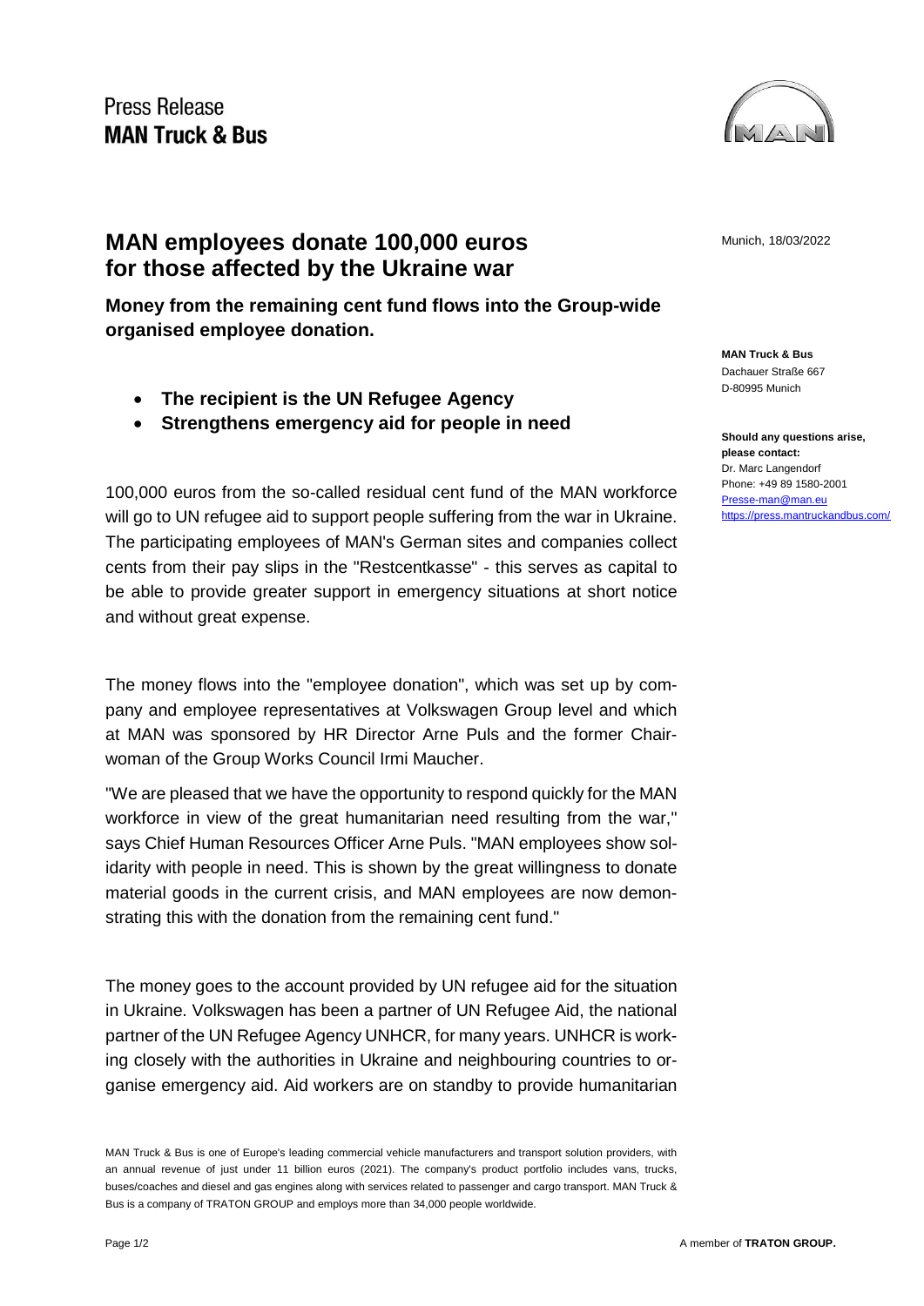Press Release
**MAN Truck & Bus**

Munich, 18/03/2022

# MAN employees donate 100,000 euros for those affected by the Ukraine war

**Money from the remaining cent fund flows into the Group-wide organised employee donation.**

- **The recipient is the UN Refugee Agency**
- **Strengthens emergency aid for people in need**

**MAN Truck & Bus**
Dachauer Straße 667
D-80995 Munich

**Should any questions arise, please contact:**
Dr. Marc Langendorf
Phone: +49 89 1580-2001
Presse-man@man.eu
https://press.mantruckandbus.com/

100,000 euros from the so-called residual cent fund of the MAN workforce will go to UN refugee aid to support people suffering from the war in Ukraine. The participating employees of MAN's German sites and companies collect cents from their pay slips in the "Restcentkasse" - this serves as capital to be able to provide greater support in emergency situations at short notice and without great expense.

The money flows into the "employee donation", which was set up by company and employee representatives at Volkswagen Group level and which at MAN was sponsored by HR Director Arne Puls and the former Chairwoman of the Group Works Council Irmi Maucher.

"We are pleased that we have the opportunity to respond quickly for the MAN workforce in view of the great humanitarian need resulting from the war," says Chief Human Resources Officer Arne Puls. "MAN employees show solidarity with people in need. This is shown by the great willingness to donate material goods in the current crisis, and MAN employees are now demonstrating this with the donation from the remaining cent fund."

The money goes to the account provided by UN refugee aid for the situation in Ukraine. Volkswagen has been a partner of UN Refugee Aid, the national partner of the UN Refugee Agency UNHCR, for many years. UNHCR is working closely with the authorities in Ukraine and neighbouring countries to organise emergency aid. Aid workers are on standby to provide humanitarian

MAN Truck & Bus is one of Europe's leading commercial vehicle manufacturers and transport solution providers, with an annual revenue of just under 11 billion euros (2021). The company's product portfolio includes vans, trucks, buses/coaches and diesel and gas engines along with services related to passenger and cargo transport. MAN Truck & Bus is a company of TRATON GROUP and employs more than 34,000 people worldwide.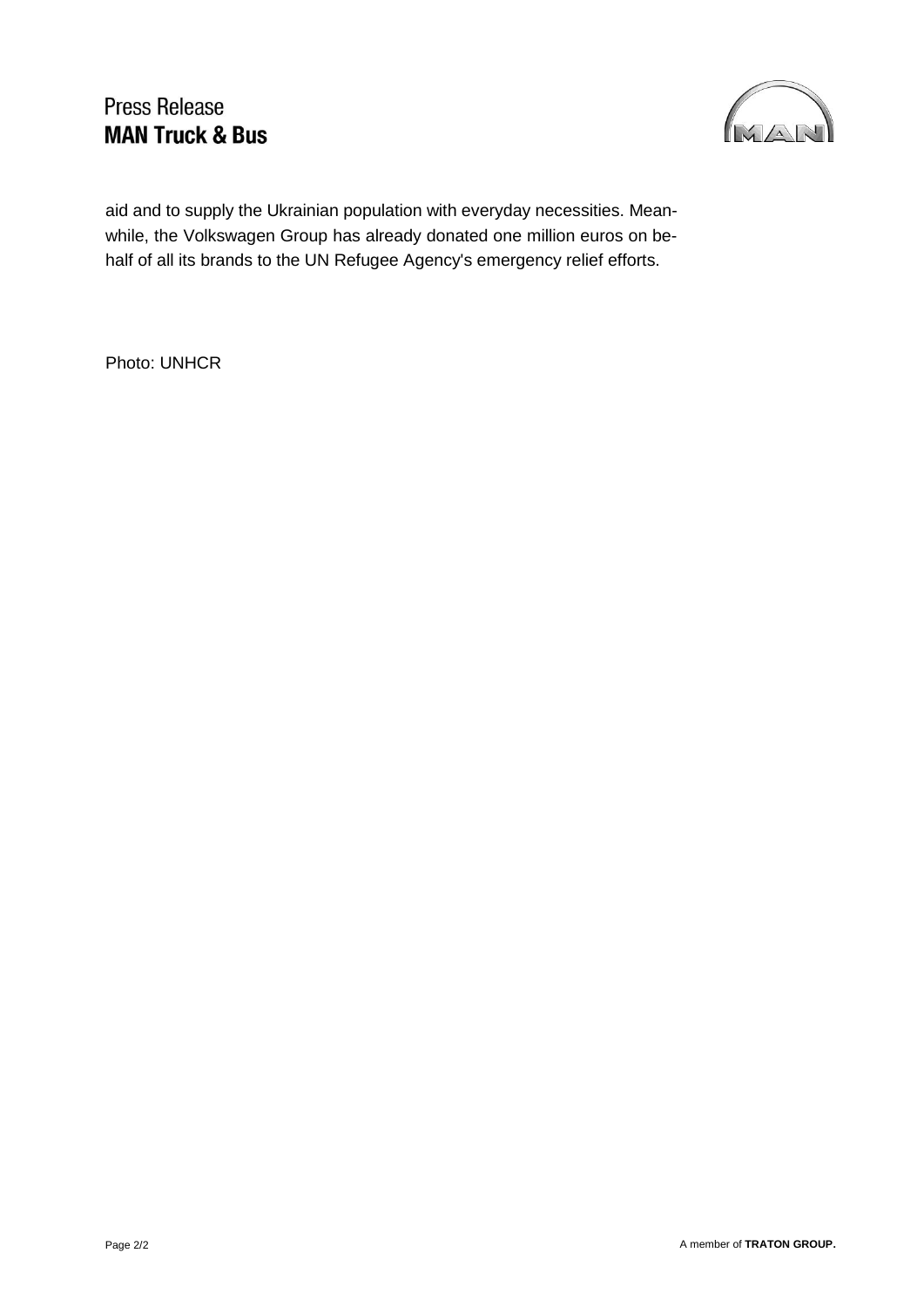aid and to supply the Ukrainian population with everyday necessities. Meanwhile, the Volkswagen Group has already donated one million euros on behalf of all its brands to the UN Refugee Agency's emergency relief efforts.

Photo: UNHCR